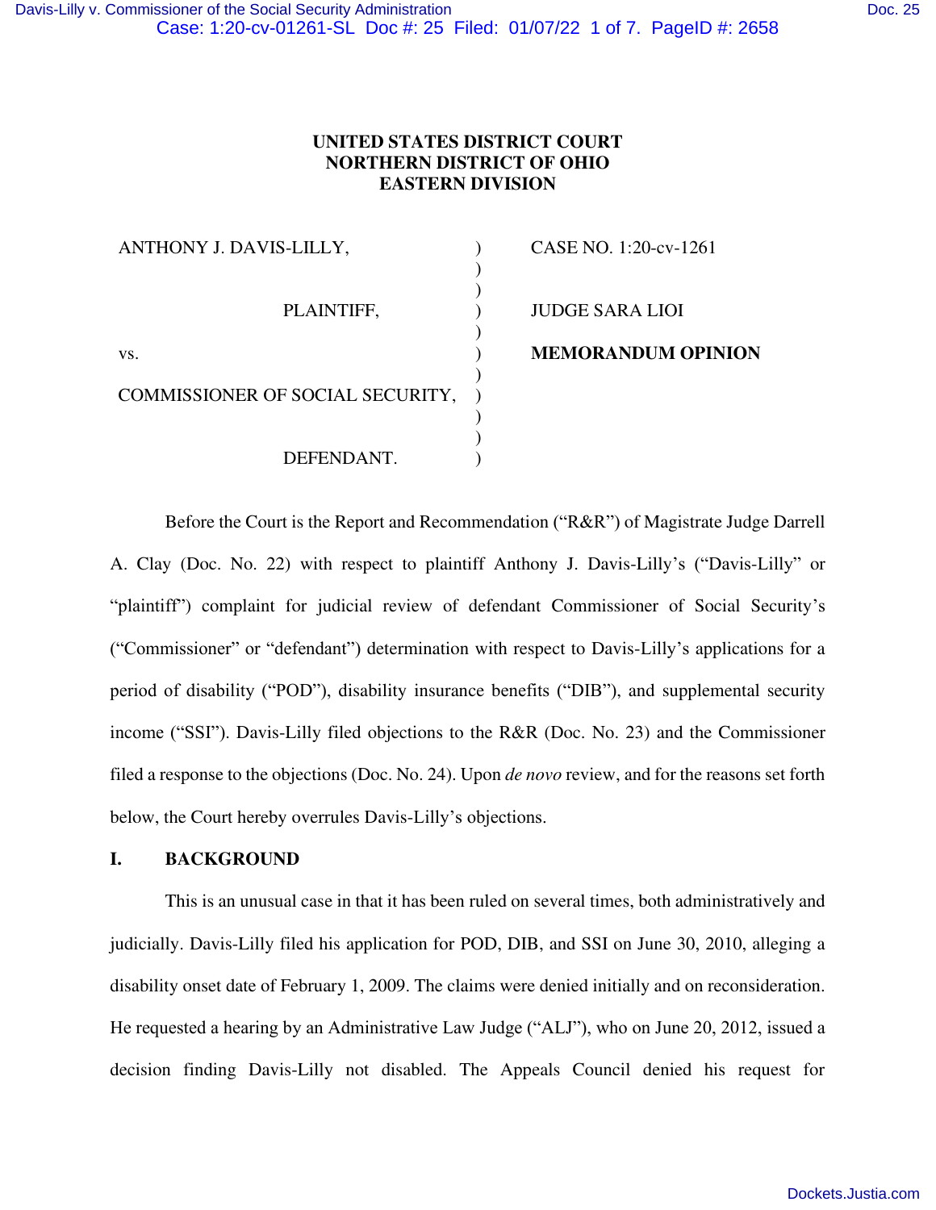**UNITED STATES DISTRICT COURT**
**NORTHERN DISTRICT OF OHIO**
**EASTERN DIVISION**

| | | |
|---|---|---|
| ANTHONY J. DAVIS-LILLY, | ) | CASE NO. 1:20-cv-1261 |
| | ) | |
| PLAINTIFF, | ) | JUDGE SARA LIOI |
| vs. | ) | **MEMORANDUM OPINION** |
| COMMISSIONER OF SOCIAL SECURITY, | ) | |
| DEFENDANT. | ) | |

Before the Court is the Report and Recommendation ("R&R") of Magistrate Judge Darrell A. Clay (Doc. No. 22) with respect to plaintiff Anthony J. Davis-Lilly's ("Davis-Lilly" or "plaintiff") complaint for judicial review of defendant Commissioner of Social Security's ("Commissioner" or "defendant") determination with respect to Davis-Lilly's applications for a period of disability ("POD"), disability insurance benefits ("DIB"), and supplemental security income ("SSI"). Davis-Lilly filed objections to the R&R (Doc. No. 23) and the Commissioner filed a response to the objections (Doc. No. 24). Upon *de novo* review, and for the reasons set forth below, the Court hereby overrules Davis-Lilly's objections.

## I. BACKGROUND

This is an unusual case in that it has been ruled on several times, both administratively and judicially. Davis-Lilly filed his application for POD, DIB, and SSI on June 30, 2010, alleging a disability onset date of February 1, 2009. The claims were denied initially and on reconsideration. He requested a hearing by an Administrative Law Judge ("ALJ"), who on June 20, 2012, issued a decision finding Davis-Lilly not disabled. The Appeals Council denied his request for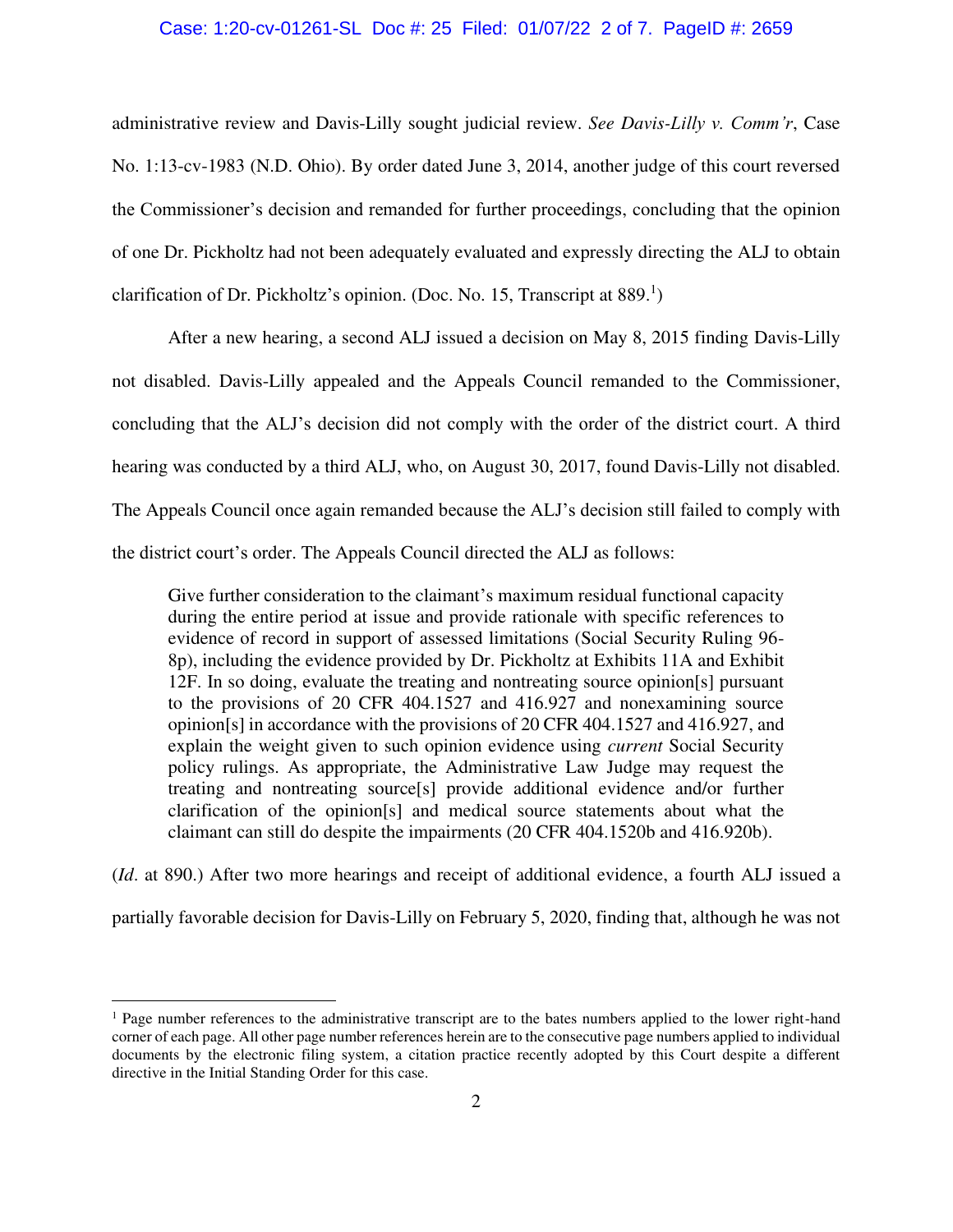administrative review and Davis-Lilly sought judicial review. *See Davis-Lilly v. Comm'r*, Case No. 1:13-cv-1983 (N.D. Ohio). By order dated June 3, 2014, another judge of this court reversed the Commissioner's decision and remanded for further proceedings, concluding that the opinion of one Dr. Pickholtz had not been adequately evaluated and expressly directing the ALJ to obtain clarification of Dr. Pickholtz's opinion. (Doc. No. 15, Transcript at 889.[1])

After a new hearing, a second ALJ issued a decision on May 8, 2015 finding Davis-Lilly not disabled. Davis-Lilly appealed and the Appeals Council remanded to the Commissioner, concluding that the ALJ's decision did not comply with the order of the district court. A third hearing was conducted by a third ALJ, who, on August 30, 2017, found Davis-Lilly not disabled. The Appeals Council once again remanded because the ALJ's decision still failed to comply with the district court's order. The Appeals Council directed the ALJ as follows:

> Give further consideration to the claimant's maximum residual functional capacity during the entire period at issue and provide rationale with specific references to evidence of record in support of assessed limitations (Social Security Ruling 96-8p), including the evidence provided by Dr. Pickholtz at Exhibits 11A and Exhibit 12F. In so doing, evaluate the treating and nontreating source opinion[s] pursuant to the provisions of 20 CFR 404.1527 and 416.927 and nonexamining source opinion[s] in accordance with the provisions of 20 CFR 404.1527 and 416.927, and explain the weight given to such opinion evidence using *current* Social Security policy rulings. As appropriate, the Administrative Law Judge may request the treating and nontreating source[s] provide additional evidence and/or further clarification of the opinion[s] and medical source statements about what the claimant can still do despite the impairments (20 CFR 404.1520b and 416.920b).

(*Id*. at 890.) After two more hearings and receipt of additional evidence, a fourth ALJ issued a partially favorable decision for Davis-Lilly on February 5, 2020, finding that, although he was not

---

[1] Page number references to the administrative transcript are to the bates numbers applied to the lower right-hand corner of each page. All other page number references herein are to the consecutive page numbers applied to individual documents by the electronic filing system, a citation practice recently adopted by this Court despite a different directive in the Initial Standing Order for this case.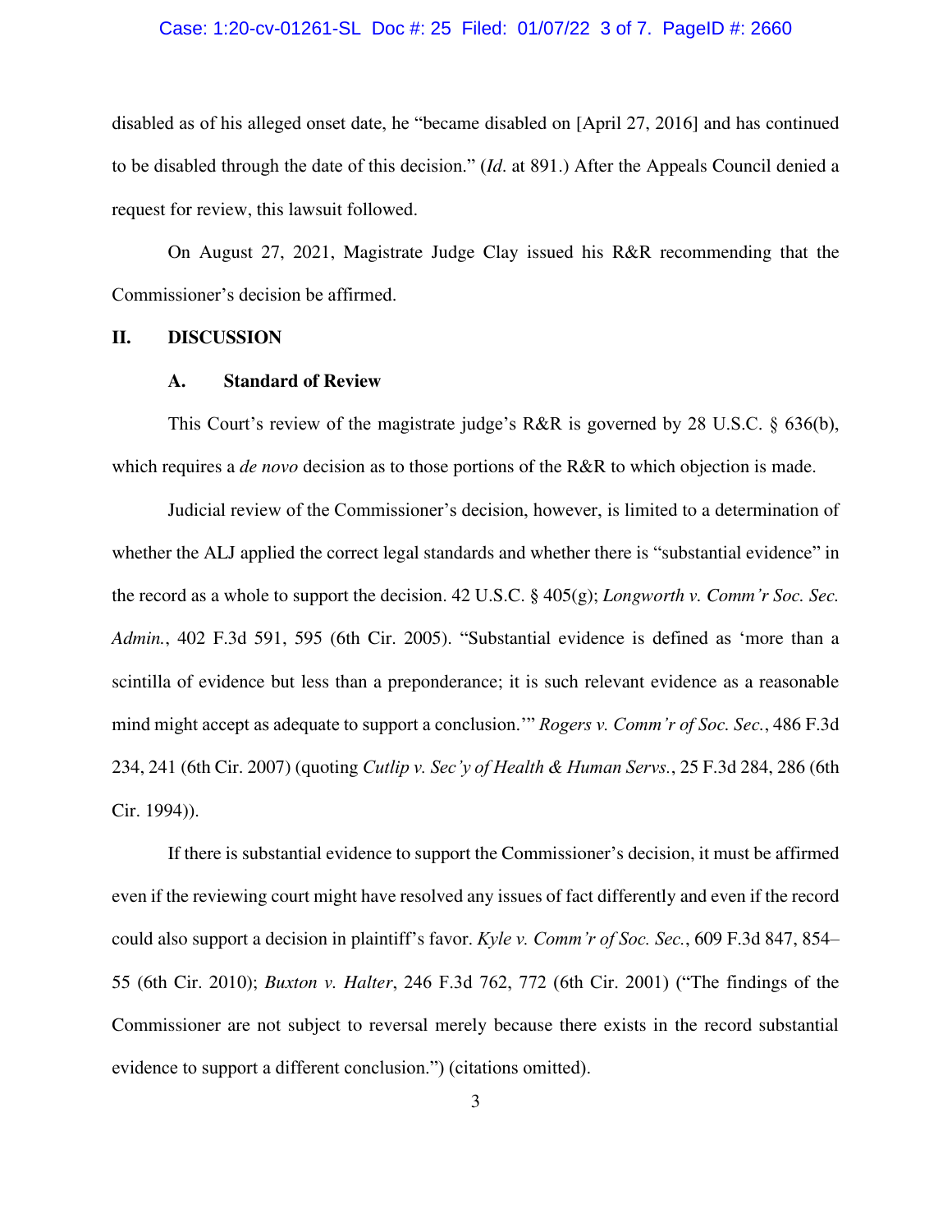disabled as of his alleged onset date, he "became disabled on [April 27, 2016] and has continued to be disabled through the date of this decision." (*Id*. at 891.) After the Appeals Council denied a request for review, this lawsuit followed.

On August 27, 2021, Magistrate Judge Clay issued his R&R recommending that the Commissioner's decision be affirmed.

## II. DISCUSSION

### A. Standard of Review

This Court's review of the magistrate judge's R&R is governed by 28 U.S.C. § 636(b), which requires a *de novo* decision as to those portions of the R&R to which objection is made.

Judicial review of the Commissioner's decision, however, is limited to a determination of whether the ALJ applied the correct legal standards and whether there is "substantial evidence" in the record as a whole to support the decision. 42 U.S.C. § 405(g); *Longworth v. Comm'r Soc. Sec. Admin.*, 402 F.3d 591, 595 (6th Cir. 2005). "Substantial evidence is defined as 'more than a scintilla of evidence but less than a preponderance; it is such relevant evidence as a reasonable mind might accept as adequate to support a conclusion.'" *Rogers v. Comm'r of Soc. Sec.*, 486 F.3d 234, 241 (6th Cir. 2007) (quoting *Cutlip v. Sec'y of Health & Human Servs.*, 25 F.3d 284, 286 (6th Cir. 1994)).

If there is substantial evidence to support the Commissioner's decision, it must be affirmed even if the reviewing court might have resolved any issues of fact differently and even if the record could also support a decision in plaintiff's favor. *Kyle v. Comm'r of Soc. Sec.*, 609 F.3d 847, 854–55 (6th Cir. 2010); *Buxton v. Halter*, 246 F.3d 762, 772 (6th Cir. 2001) ("The findings of the Commissioner are not subject to reversal merely because there exists in the record substantial evidence to support a different conclusion.") (citations omitted).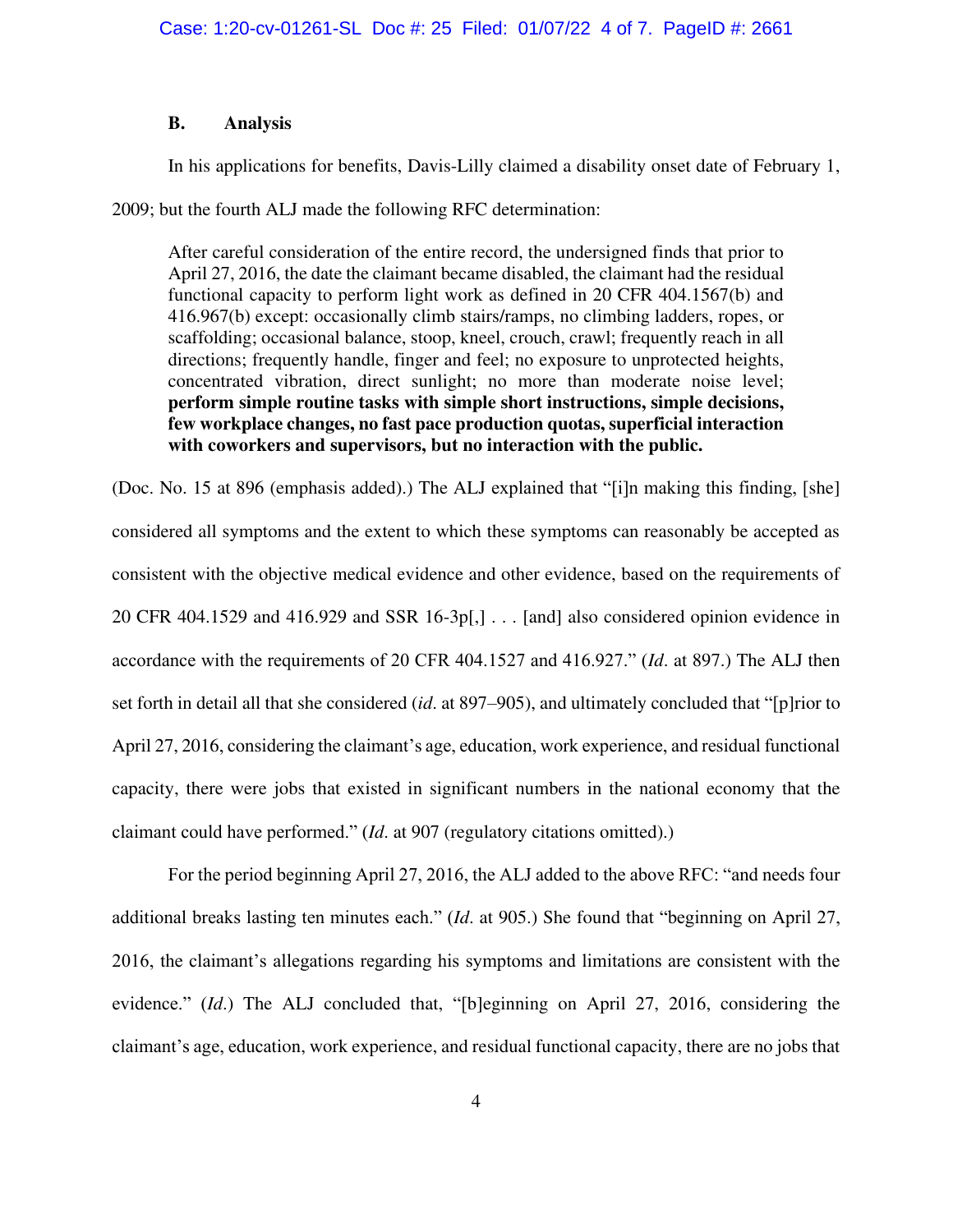### B. Analysis

In his applications for benefits, Davis-Lilly claimed a disability onset date of February 1, 2009; but the fourth ALJ made the following RFC determination:

> After careful consideration of the entire record, the undersigned finds that prior to April 27, 2016, the date the claimant became disabled, the claimant had the residual functional capacity to perform light work as defined in 20 CFR 404.1567(b) and 416.967(b) except: occasionally climb stairs/ramps, no climbing ladders, ropes, or scaffolding; occasional balance, stoop, kneel, crouch, crawl; frequently reach in all directions; frequently handle, finger and feel; no exposure to unprotected heights, concentrated vibration, direct sunlight; no more than moderate noise level; **perform simple routine tasks with simple short instructions, simple decisions, few workplace changes, no fast pace production quotas, superficial interaction with coworkers and supervisors, but no interaction with the public.**

(Doc. No. 15 at 896 (emphasis added).) The ALJ explained that "[i]n making this finding, [she] considered all symptoms and the extent to which these symptoms can reasonably be accepted as consistent with the objective medical evidence and other evidence, based on the requirements of 20 CFR 404.1529 and 416.929 and SSR 16-3p[,] . . . [and] also considered opinion evidence in accordance with the requirements of 20 CFR 404.1527 and 416.927." (*Id*. at 897.) The ALJ then set forth in detail all that she considered (*id*. at 897–905), and ultimately concluded that "[p]rior to April 27, 2016, considering the claimant's age, education, work experience, and residual functional capacity, there were jobs that existed in significant numbers in the national economy that the claimant could have performed." (*Id*. at 907 (regulatory citations omitted).)

For the period beginning April 27, 2016, the ALJ added to the above RFC: "and needs four additional breaks lasting ten minutes each." (*Id*. at 905.) She found that "beginning on April 27, 2016, the claimant's allegations regarding his symptoms and limitations are consistent with the evidence." (*Id*.) The ALJ concluded that, "[b]eginning on April 27, 2016, considering the claimant's age, education, work experience, and residual functional capacity, there are no jobs that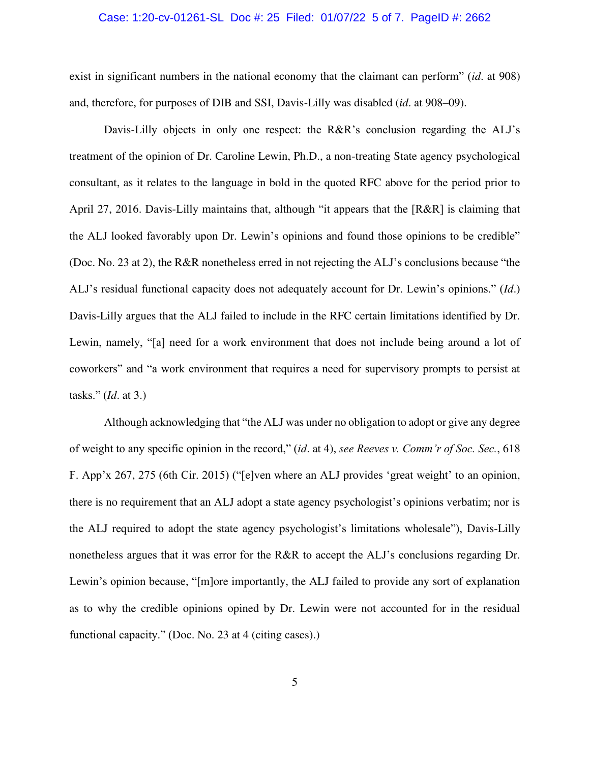exist in significant numbers in the national economy that the claimant can perform" (*id*. at 908) and, therefore, for purposes of DIB and SSI, Davis-Lilly was disabled (*id*. at 908–09).

Davis-Lilly objects in only one respect: the R&R's conclusion regarding the ALJ's treatment of the opinion of Dr. Caroline Lewin, Ph.D., a non-treating State agency psychological consultant, as it relates to the language in bold in the quoted RFC above for the period prior to April 27, 2016. Davis-Lilly maintains that, although "it appears that the [R&R] is claiming that the ALJ looked favorably upon Dr. Lewin's opinions and found those opinions to be credible" (Doc. No. 23 at 2), the R&R nonetheless erred in not rejecting the ALJ's conclusions because "the ALJ's residual functional capacity does not adequately account for Dr. Lewin's opinions." (*Id*.) Davis-Lilly argues that the ALJ failed to include in the RFC certain limitations identified by Dr. Lewin, namely, "[a] need for a work environment that does not include being around a lot of coworkers" and "a work environment that requires a need for supervisory prompts to persist at tasks." (*Id*. at 3.)

Although acknowledging that "the ALJ was under no obligation to adopt or give any degree of weight to any specific opinion in the record," (*id*. at 4), *see Reeves v. Comm'r of Soc. Sec.*, 618 F. App'x 267, 275 (6th Cir. 2015) ("[e]ven where an ALJ provides 'great weight' to an opinion, there is no requirement that an ALJ adopt a state agency psychologist's opinions verbatim; nor is the ALJ required to adopt the state agency psychologist's limitations wholesale"), Davis-Lilly nonetheless argues that it was error for the R&R to accept the ALJ's conclusions regarding Dr. Lewin's opinion because, "[m]ore importantly, the ALJ failed to provide any sort of explanation as to why the credible opinions opined by Dr. Lewin were not accounted for in the residual functional capacity." (Doc. No. 23 at 4 (citing cases).)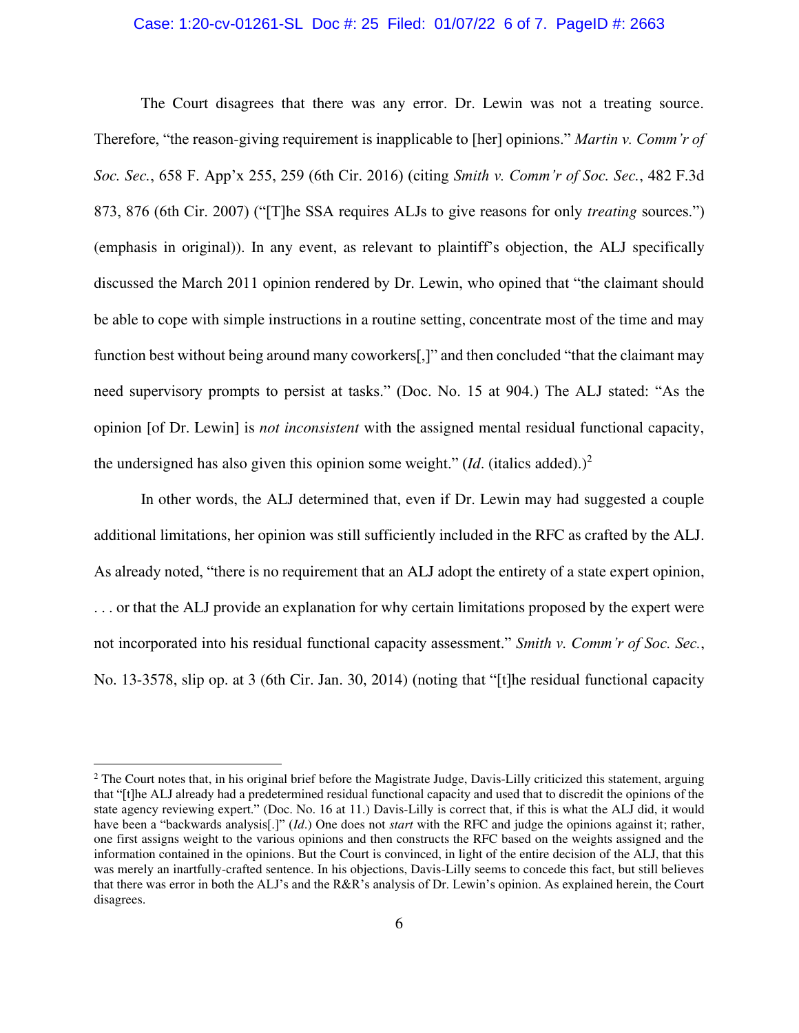The Court disagrees that there was any error. Dr. Lewin was not a treating source. Therefore, "the reason-giving requirement is inapplicable to [her] opinions." *Martin v. Comm'r of Soc. Sec.*, 658 F. App'x 255, 259 (6th Cir. 2016) (citing *Smith v. Comm'r of Soc. Sec.*, 482 F.3d 873, 876 (6th Cir. 2007) ("[T]he SSA requires ALJs to give reasons for only *treating* sources.") (emphasis in original)). In any event, as relevant to plaintiff's objection, the ALJ specifically discussed the March 2011 opinion rendered by Dr. Lewin, who opined that "the claimant should be able to cope with simple instructions in a routine setting, concentrate most of the time and may function best without being around many coworkers[,]" and then concluded "that the claimant may need supervisory prompts to persist at tasks." (Doc. No. 15 at 904.) The ALJ stated: "As the opinion [of Dr. Lewin] is *not inconsistent* with the assigned mental residual functional capacity, the undersigned has also given this opinion some weight." (*Id*. (italics added).)[2]

In other words, the ALJ determined that, even if Dr. Lewin may had suggested a couple additional limitations, her opinion was still sufficiently included in the RFC as crafted by the ALJ. As already noted, "there is no requirement that an ALJ adopt the entirety of a state expert opinion, . . . or that the ALJ provide an explanation for why certain limitations proposed by the expert were not incorporated into his residual functional capacity assessment." *Smith v. Comm'r of Soc. Sec.*, No. 13-3578, slip op. at 3 (6th Cir. Jan. 30, 2014) (noting that "[t]he residual functional capacity

---

[2] The Court notes that, in his original brief before the Magistrate Judge, Davis-Lilly criticized this statement, arguing that "[t]he ALJ already had a predetermined residual functional capacity and used that to discredit the opinions of the state agency reviewing expert." (Doc. No. 16 at 11.) Davis-Lilly is correct that, if this is what the ALJ did, it would have been a "backwards analysis[.]" (*Id*.) One does not *start* with the RFC and judge the opinions against it; rather, one first assigns weight to the various opinions and then constructs the RFC based on the weights assigned and the information contained in the opinions. But the Court is convinced, in light of the entire decision of the ALJ, that this was merely an inartfully-crafted sentence. In his objections, Davis-Lilly seems to concede this fact, but still believes that there was error in both the ALJ's and the R&R's analysis of Dr. Lewin's opinion. As explained herein, the Court disagrees.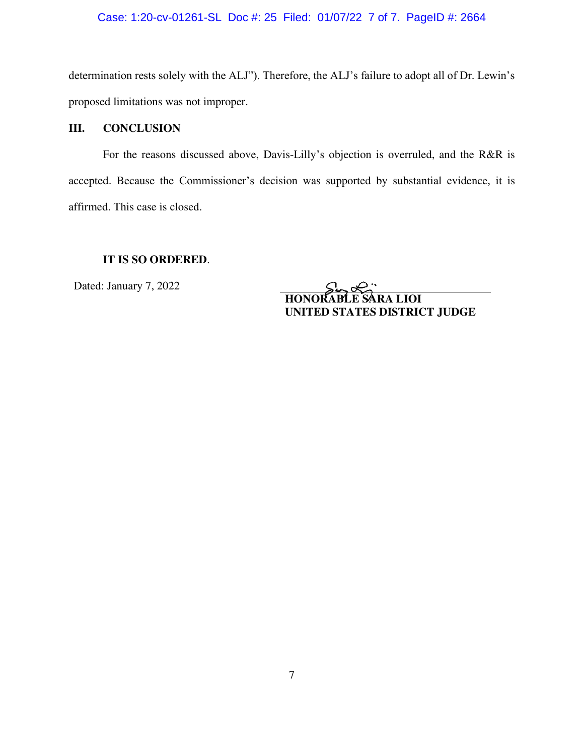determination rests solely with the ALJ"). Therefore, the ALJ's failure to adopt all of Dr. Lewin's proposed limitations was not improper.

## III. CONCLUSION

For the reasons discussed above, Davis-Lilly's objection is overruled, and the R&R is accepted. Because the Commissioner's decision was supported by substantial evidence, it is affirmed. This case is closed.

**IT IS SO ORDERED**.

Dated: January 7, 2022

**HONORABLE SARA LIOI**
**UNITED STATES DISTRICT JUDGE**